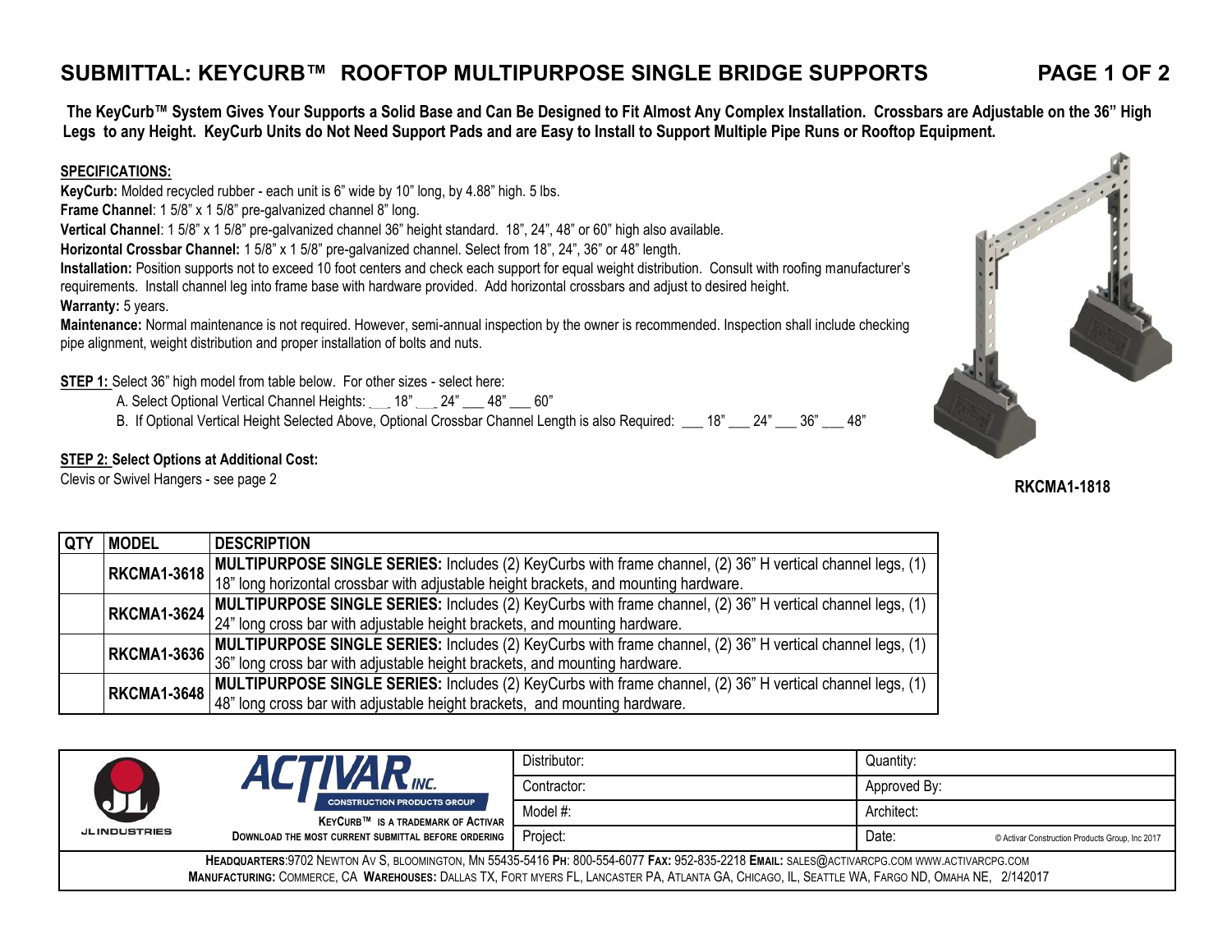# SUBMITTAL: KEYCURB™ ROOFTOP MULTIPURPOSE SINGLE BRIDGE SUPPORTS

**The KeyCurb™ System Gives Your Supports a Solid Base and Can Be Designed to Fit Almost Any Complex Installation. Crossbars are Adjustable on the 36" High Legs to any Height. KeyCurb Units do Not Need Support Pads and are Easy to Install to Support Multiple Pipe Runs or Rooftop Equipment.**

**SPECIFICATIONS:**

**KeyCurb:** Molded recycled rubber - each unit is 6" wide by 10" long, by 4.88" high. 5 lbs.

**Frame Channel**: 1 5/8" x 1 5/8" pre-galvanized channel 8" long.

**Vertical Channel**: 1 5/8" x 1 5/8" pre-galvanized channel 36" height standard. 18", 24", 48" or 60" high also available.

**Horizontal Crossbar Channel:** 1 5/8" x 1 5/8" pre-galvanized channel. Select from 18", 24", 36" or 48" length.

**Installation:** Position supports not to exceed 10 foot centers and check each support for equal weight distribution. Consult with roofing manufacturer's requirements. Install channel leg into frame base with hardware provided. Add horizontal crossbars and adjust to desired height.

**Warranty:** 5 years.

**Maintenance:** Normal maintenance is not required. However, semi-annual inspection by the owner is recommended. Inspection shall include checking pipe alignment, weight distribution and proper installation of bolts and nuts.

**STEP 1:** Select 36" high model from table below. For other sizes - select here:

A. Select Optional Vertical Channel Heights: ___ 18" ___ 24" ___ 48" ___ 60"

B. If Optional Vertical Height Selected Above, Optional Crossbar Channel Length is also Required: ___ 18" ___ 24" ___ 36" ___ 48"

**STEP 2: Select Options at Additional Cost:**

Clevis or Swivel Hangers - see page 2

**RKCMA1-1818**

| QTY | MODEL | DESCRIPTION |
|---|---|---|
| | **RKCMA1-3618** | **MULTIPURPOSE SINGLE SERIES:** Includes (2) KeyCurbs with frame channel, (2) 36" H vertical channel legs, (1) 18" long horizontal crossbar with adjustable height brackets, and mounting hardware. |
| | **RKCMA1-3624** | **MULTIPURPOSE SINGLE SERIES:** Includes (2) KeyCurbs with frame channel, (2) 36" H vertical channel legs, (1) 24" long cross bar with adjustable height brackets, and mounting hardware. |
| | **RKCMA1-3636** | **MULTIPURPOSE SINGLE SERIES:** Includes (2) KeyCurbs with frame channel, (2) 36" H vertical channel legs, (1) 36" long cross bar with adjustable height brackets, and mounting hardware. |
| | **RKCMA1-3648** | **MULTIPURPOSE SINGLE SERIES:** Includes (2) KeyCurbs with frame channel, (2) 36" H vertical channel legs, (1) 48" long cross bar with adjustable height brackets, and mounting hardware. |

| JL INDUSTRIES | ACTIVAR INC. CONSTRUCTION PRODUCTS GROUP — KEYCURB™ IS A TRADEMARK OF ACTIVAR — DOWNLOAD THE MOST CURRENT SUBMITTAL BEFORE ORDERING | Distributor: | Quantity: |
|---|---|---|---|
| | | Contractor: | Approved By: |
| | | Model #: | Architect: |
| | | Project: | Date: © Activar Construction Products Group, Inc 2017 |

**HEADQUARTERS**:9702 NEWTON AV S, BLOOMINGTON, MN 55435-5416 **PH**: 800-554-6077 **FAX:** 952-835-2218 **EMAIL:** SALES@ACTIVARCPG.COM WWW.ACTIVARCPG.COM

**MANUFACTURING:** COMMERCE, CA **WAREHOUSES:** DALLAS TX, FORT MYERS FL, LANCASTER PA, ATLANTA GA, CHICAGO, IL, SEATTLE WA, FARGO ND, OMAHA NE, 2/142017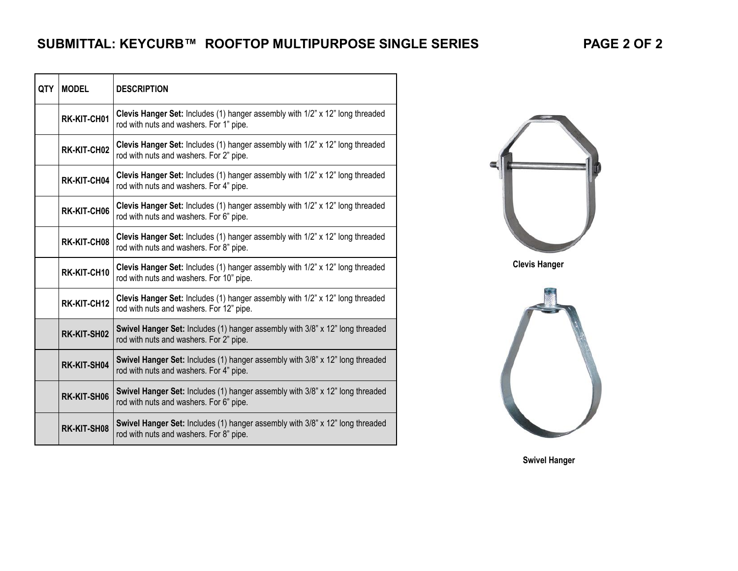# SUBMITTAL: KEYCURB™ ROOFTOP MULTIPURPOSE SINGLE SERIES

| QTY | MODEL | DESCRIPTION |
|---|---|---|
| | RK-KIT-CH01 | **Clevis Hanger Set:** Includes (1) hanger assembly with 1/2" x 12" long threaded rod with nuts and washers. For 1" pipe. |
| | RK-KIT-CH02 | **Clevis Hanger Set:** Includes (1) hanger assembly with 1/2" x 12" long threaded rod with nuts and washers. For 2" pipe. |
| | RK-KIT-CH04 | **Clevis Hanger Set:** Includes (1) hanger assembly with 1/2" x 12" long threaded rod with nuts and washers. For 4" pipe. |
| | RK-KIT-CH06 | **Clevis Hanger Set:** Includes (1) hanger assembly with 1/2" x 12" long threaded rod with nuts and washers. For 6" pipe. |
| | RK-KIT-CH08 | **Clevis Hanger Set:** Includes (1) hanger assembly with 1/2" x 12" long threaded rod with nuts and washers. For 8" pipe. |
| | RK-KIT-CH10 | **Clevis Hanger Set:** Includes (1) hanger assembly with 1/2" x 12" long threaded rod with nuts and washers. For 10" pipe. |
| | RK-KIT-CH12 | **Clevis Hanger Set:** Includes (1) hanger assembly with 1/2" x 12" long threaded rod with nuts and washers. For 12" pipe. |
| | RK-KIT-SH02 | **Swivel Hanger Set:** Includes (1) hanger assembly with 3/8" x 12" long threaded rod with nuts and washers. For 2" pipe. |
| | RK-KIT-SH04 | **Swivel Hanger Set:** Includes (1) hanger assembly with 3/8" x 12" long threaded rod with nuts and washers. For 4" pipe. |
| | RK-KIT-SH06 | **Swivel Hanger Set:** Includes (1) hanger assembly with 3/8" x 12" long threaded rod with nuts and washers. For 6" pipe. |
| | RK-KIT-SH08 | **Swivel Hanger Set:** Includes (1) hanger assembly with 3/8" x 12" long threaded rod with nuts and washers. For 8" pipe. |

**Clevis Hanger**

**Swivel Hanger**